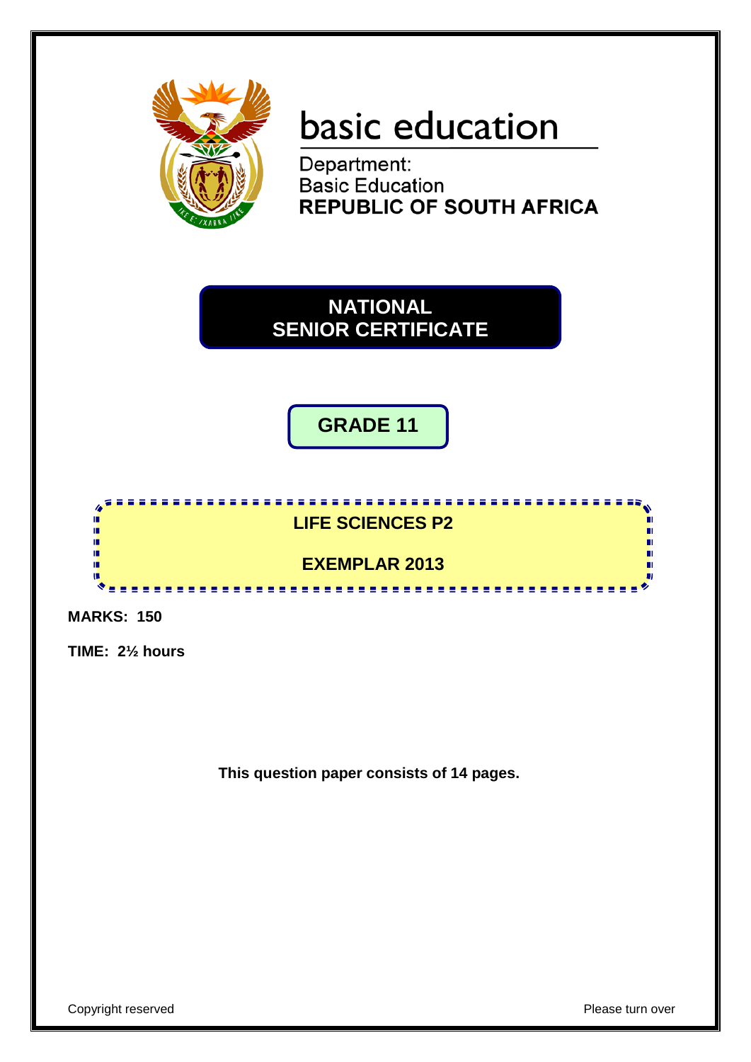basic education

Department:
Basic Education
**REPUBLIC OF SOUTH AFRICA**

# NATIONAL SENIOR CERTIFICATE

## GRADE 11

## LIFE SCIENCES P2

## EXEMPLAR 2013

**MARKS: 150**

**TIME: 2½ hours**

**This question paper consists of 14 pages.**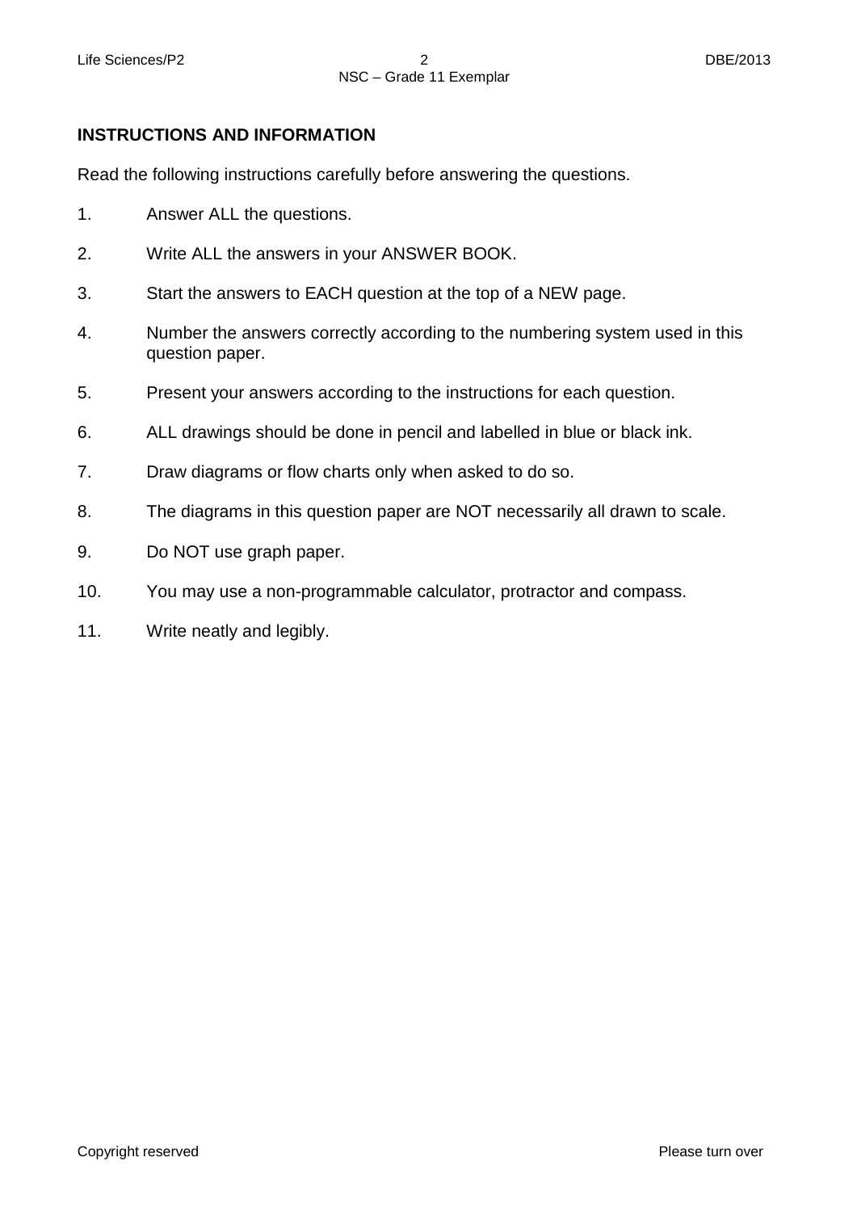## INSTRUCTIONS AND INFORMATION

Read the following instructions carefully before answering the questions.

1. Answer ALL the questions.
2. Write ALL the answers in your ANSWER BOOK.
3. Start the answers to EACH question at the top of a NEW page.
4. Number the answers correctly according to the numbering system used in this question paper.
5. Present your answers according to the instructions for each question.
6. ALL drawings should be done in pencil and labelled in blue or black ink.
7. Draw diagrams or flow charts only when asked to do so.
8. The diagrams in this question paper are NOT necessarily all drawn to scale.
9. Do NOT use graph paper.
10. You may use a non-programmable calculator, protractor and compass.
11. Write neatly and legibly.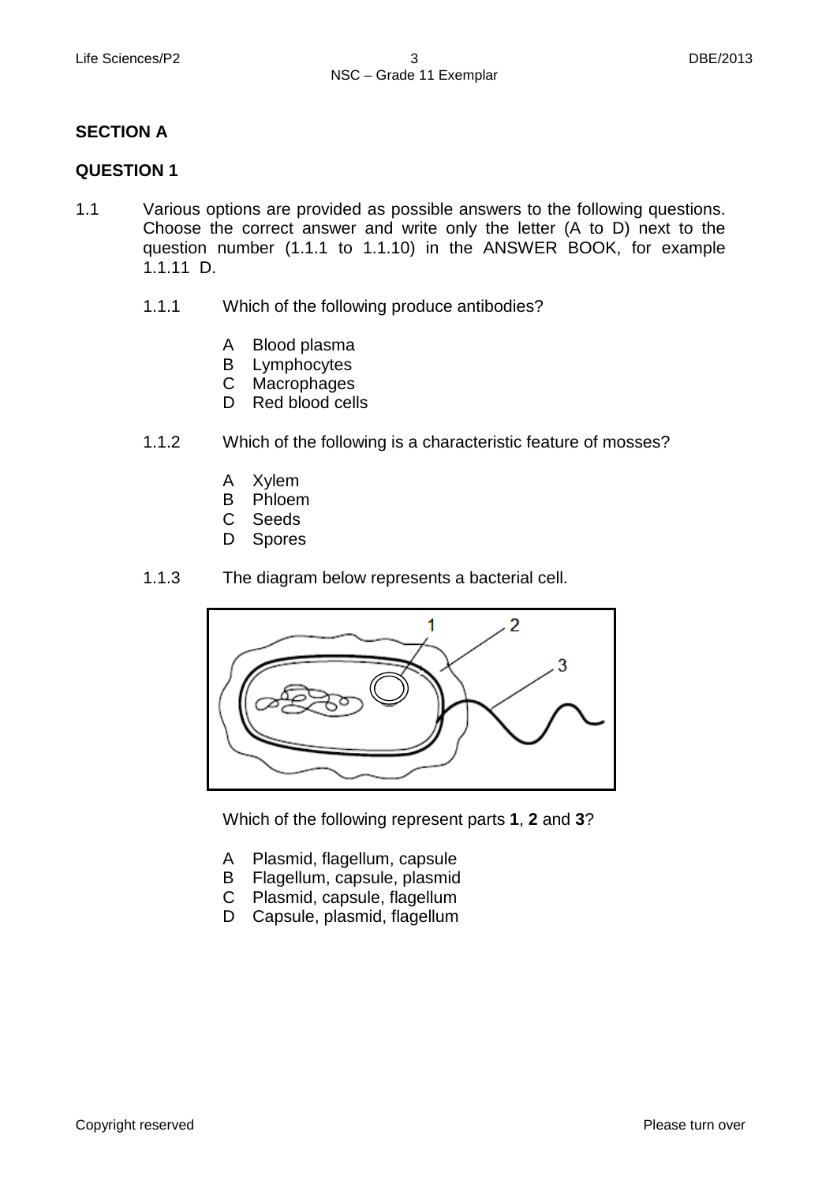## SECTION A

### QUESTION 1

1.1 Various options are provided as possible answers to the following questions. Choose the correct answer and write only the letter (A to D) next to the question number (1.1.1 to 1.1.10) in the ANSWER BOOK, for example 1.1.11 D.

1.1.1 Which of the following produce antibodies?

A Blood plasma
B Lymphocytes
C Macrophages
D Red blood cells

1.1.2 Which of the following is a characteristic feature of mosses?

A Xylem
B Phloem
C Seeds
D Spores

1.1.3 The diagram below represents a bacterial cell.

Which of the following represent parts **1**, **2** and **3**?

A Plasmid, flagellum, capsule
B Flagellum, capsule, plasmid
C Plasmid, capsule, flagellum
D Capsule, plasmid, flagellum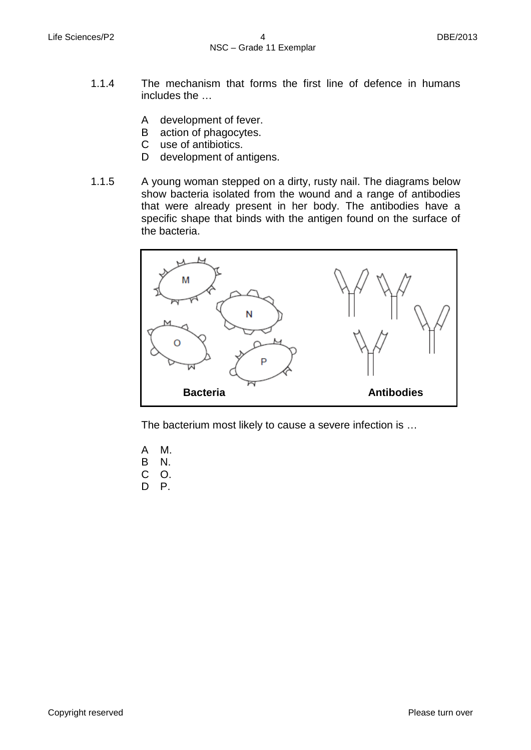1.1.4 The mechanism that forms the first line of defence in humans includes the …

A development of fever.
B action of phagocytes.
C use of antibiotics.
D development of antigens.

1.1.5 A young woman stepped on a dirty, rusty nail. The diagrams below show bacteria isolated from the wound and a range of antibodies that were already present in her body. The antibodies have a specific shape that binds with the antigen found on the surface of the bacteria.

**Bacteria** **Antibodies**

The bacterium most likely to cause a severe infection is …

A M.
B N.
C O.
D P.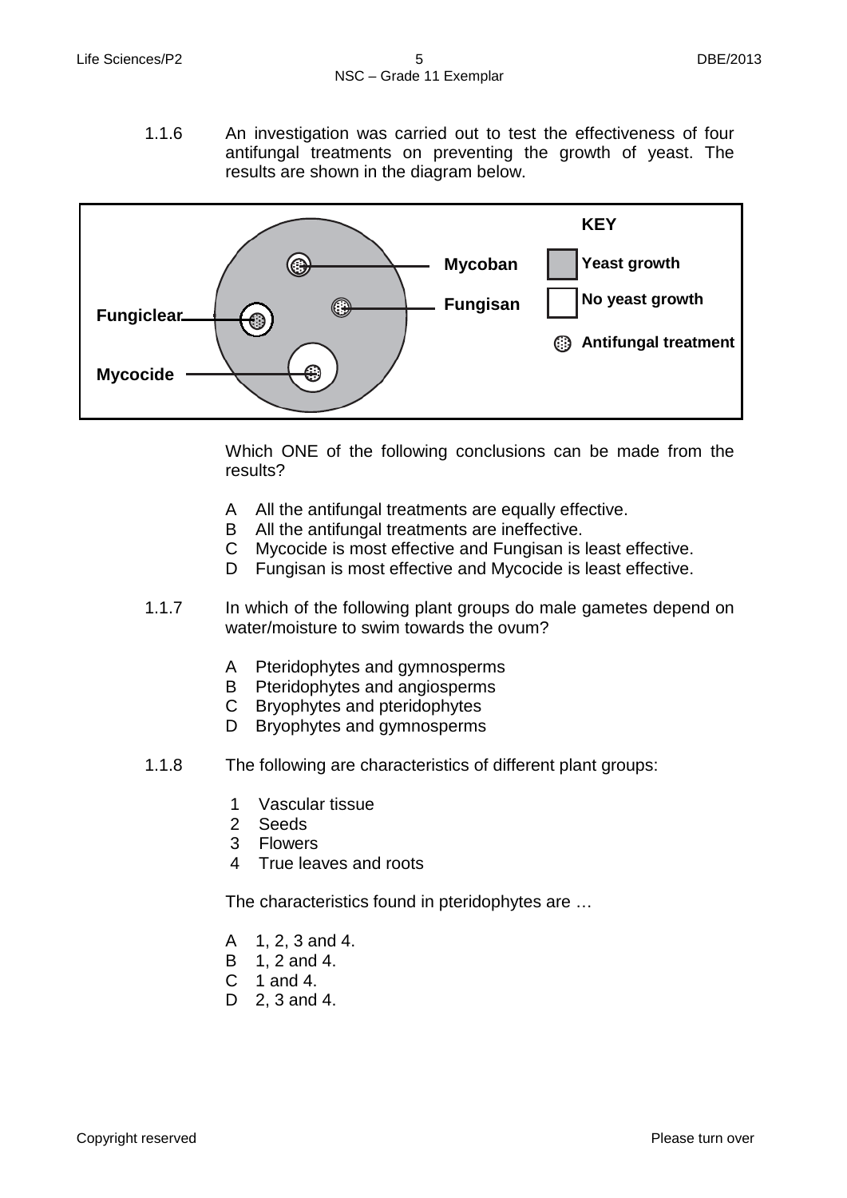1.1.6 An investigation was carried out to test the effectiveness of four antifungal treatments on preventing the growth of yeast. The results are shown in the diagram below.

Mycoban
Fungisan
Fungiclear
Mycocide

KEY
Yeast growth
No yeast growth
Antifungal treatment

Which ONE of the following conclusions can be made from the results?

A All the antifungal treatments are equally effective.
B All the antifungal treatments are ineffective.
C Mycocide is most effective and Fungisan is least effective.
D Fungisan is most effective and Mycocide is least effective.

1.1.7 In which of the following plant groups do male gametes depend on water/moisture to swim towards the ovum?

A Pteridophytes and gymnosperms
B Pteridophytes and angiosperms
C Bryophytes and pteridophytes
D Bryophytes and gymnosperms

1.1.8 The following are characteristics of different plant groups:

1 Vascular tissue
2 Seeds
3 Flowers
4 True leaves and roots

The characteristics found in pteridophytes are …

A 1, 2, 3 and 4.
B 1, 2 and 4.
C 1 and 4.
D 2, 3 and 4.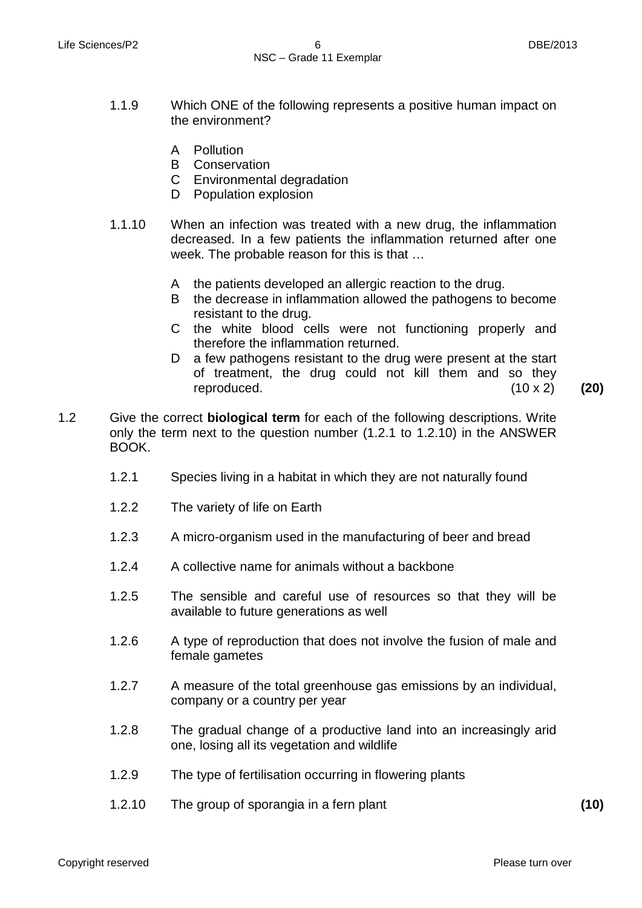1.1.9 Which ONE of the following represents a positive human impact on the environment?

A Pollution
B Conservation
C Environmental degradation
D Population explosion

1.1.10 When an infection was treated with a new drug, the inflammation decreased. In a few patients the inflammation returned after one week. The probable reason for this is that …

A the patients developed an allergic reaction to the drug.
B the decrease in inflammation allowed the pathogens to become resistant to the drug.
C the white blood cells were not functioning properly and therefore the inflammation returned.
D a few pathogens resistant to the drug were present at the start of treatment, the drug could not kill them and so they reproduced. (10 x 2) **(20)**

1.2 Give the correct **biological term** for each of the following descriptions. Write only the term next to the question number (1.2.1 to 1.2.10) in the ANSWER BOOK.

1.2.1 Species living in a habitat in which they are not naturally found

1.2.2 The variety of life on Earth

1.2.3 A micro-organism used in the manufacturing of beer and bread

1.2.4 A collective name for animals without a backbone

1.2.5 The sensible and careful use of resources so that they will be available to future generations as well

1.2.6 A type of reproduction that does not involve the fusion of male and female gametes

1.2.7 A measure of the total greenhouse gas emissions by an individual, company or a country per year

1.2.8 The gradual change of a productive land into an increasingly arid one, losing all its vegetation and wildlife

1.2.9 The type of fertilisation occurring in flowering plants

1.2.10 The group of sporangia in a fern plant **(10)**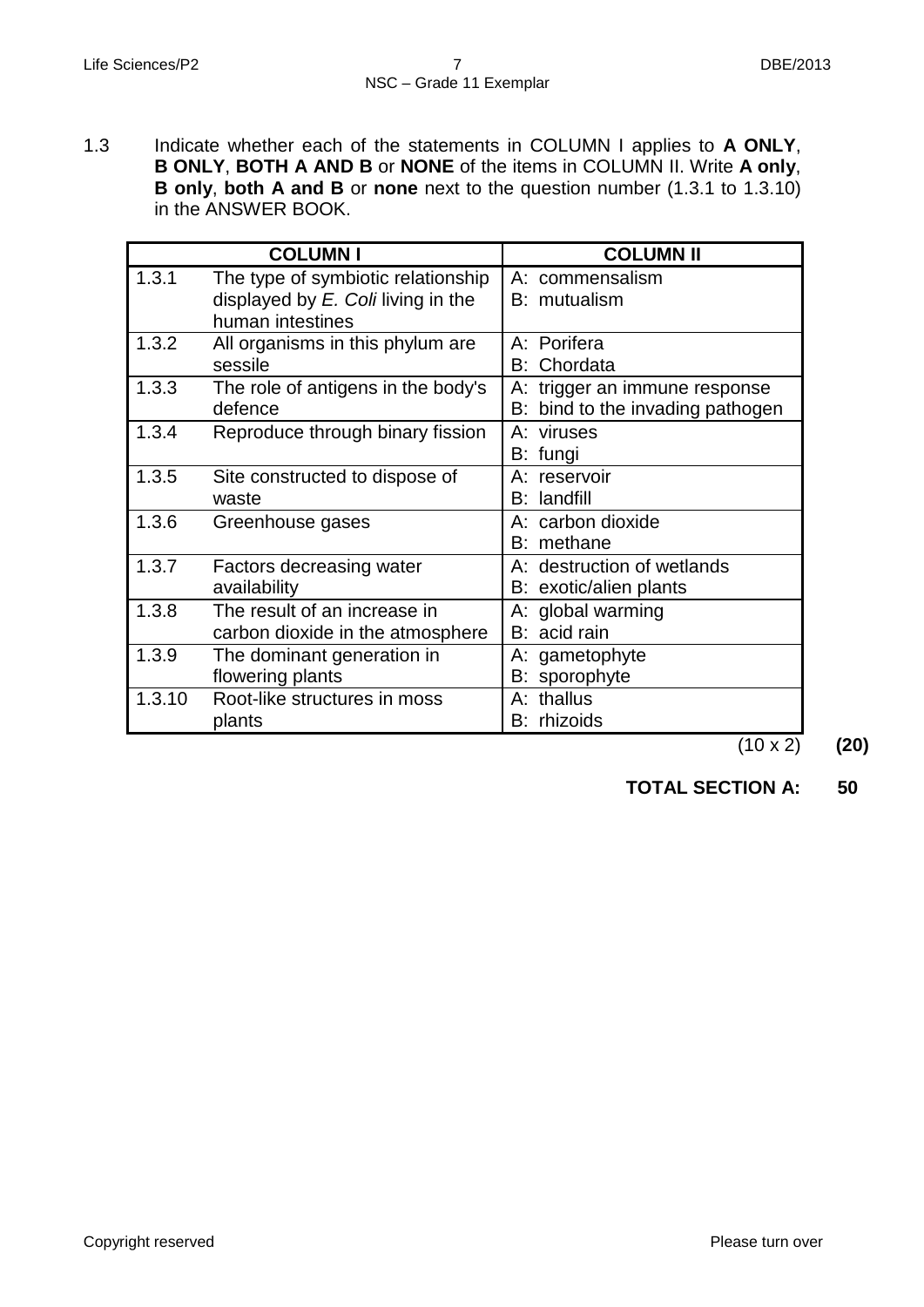1.3 Indicate whether each of the statements in COLUMN I applies to **A ONLY**, **B ONLY**, **BOTH A AND B** or **NONE** of the items in COLUMN II. Write **A only**, **B only**, **both A and B** or **none** next to the question number (1.3.1 to 1.3.10) in the ANSWER BOOK.

| COLUMN I | | COLUMN II |
|---|---|---|
| 1.3.1 | The type of symbiotic relationship displayed by *E. Coli* living in the human intestines | A: commensalism<br>B: mutualism |
| 1.3.2 | All organisms in this phylum are sessile | A: Porifera<br>B: Chordata |
| 1.3.3 | The role of antigens in the body's defence | A: trigger an immune response<br>B: bind to the invading pathogen |
| 1.3.4 | Reproduce through binary fission | A: viruses<br>B: fungi |
| 1.3.5 | Site constructed to dispose of waste | A: reservoir<br>B: landfill |
| 1.3.6 | Greenhouse gases | A: carbon dioxide<br>B: methane |
| 1.3.7 | Factors decreasing water availability | A: destruction of wetlands<br>B: exotic/alien plants |
| 1.3.8 | The result of an increase in carbon dioxide in the atmosphere | A: global warming<br>B: acid rain |
| 1.3.9 | The dominant generation in flowering plants | A: gametophyte<br>B: sporophyte |
| 1.3.10 | Root-like structures in moss plants | A: thallus<br>B: rhizoids |

(10 x 2) **(20)**

**TOTAL SECTION A: 50**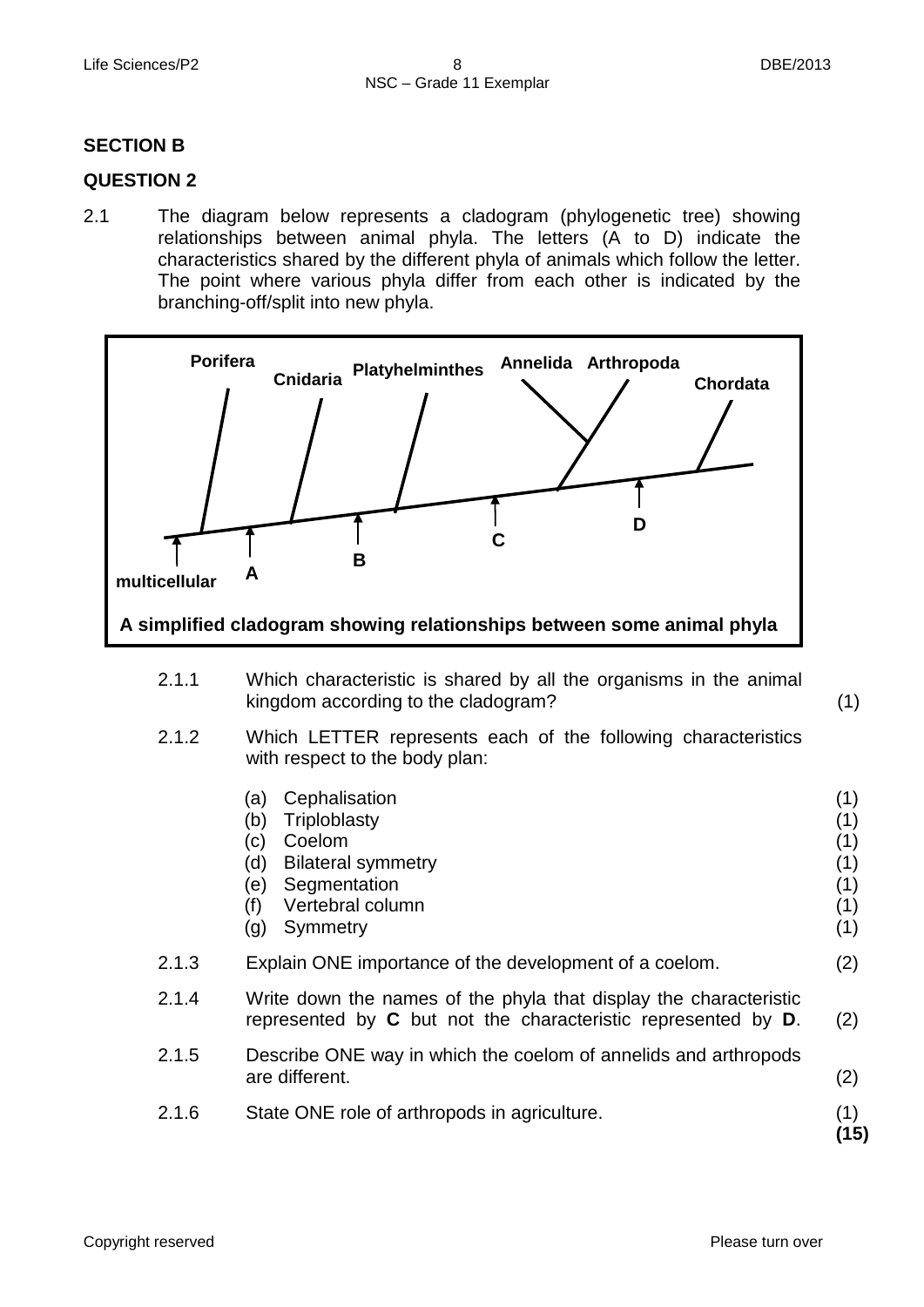## SECTION B

## QUESTION 2

2.1 The diagram below represents a cladogram (phylogenetic tree) showing relationships between animal phyla. The letters (A to D) indicate the characteristics shared by the different phyla of animals which follow the letter. The point where various phyla differ from each other is indicated by the branching-off/split into new phyla.

Porifera, Cnidaria, Platyhelminthes, Annelida, Arthropoda, Chordata

multicellular, A, B, C, D

**A simplified cladogram showing relationships between some animal phyla**

2.1.1 Which characteristic is shared by all the organisms in the animal kingdom according to the cladogram? (1)

2.1.2 Which LETTER represents each of the following characteristics with respect to the body plan:

(a) Cephalisation (1)
(b) Triploblasty (1)
(c) Coelom (1)
(d) Bilateral symmetry (1)
(e) Segmentation (1)
(f) Vertebral column (1)
(g) Symmetry (1)

2.1.3 Explain ONE importance of the development of a coelom. (2)

2.1.4 Write down the names of the phyla that display the characteristic represented by **C** but not the characteristic represented by **D**. (2)

2.1.5 Describe ONE way in which the coelom of annelids and arthropods are different. (2)

2.1.6 State ONE role of arthropods in agriculture. (1)

**(15)**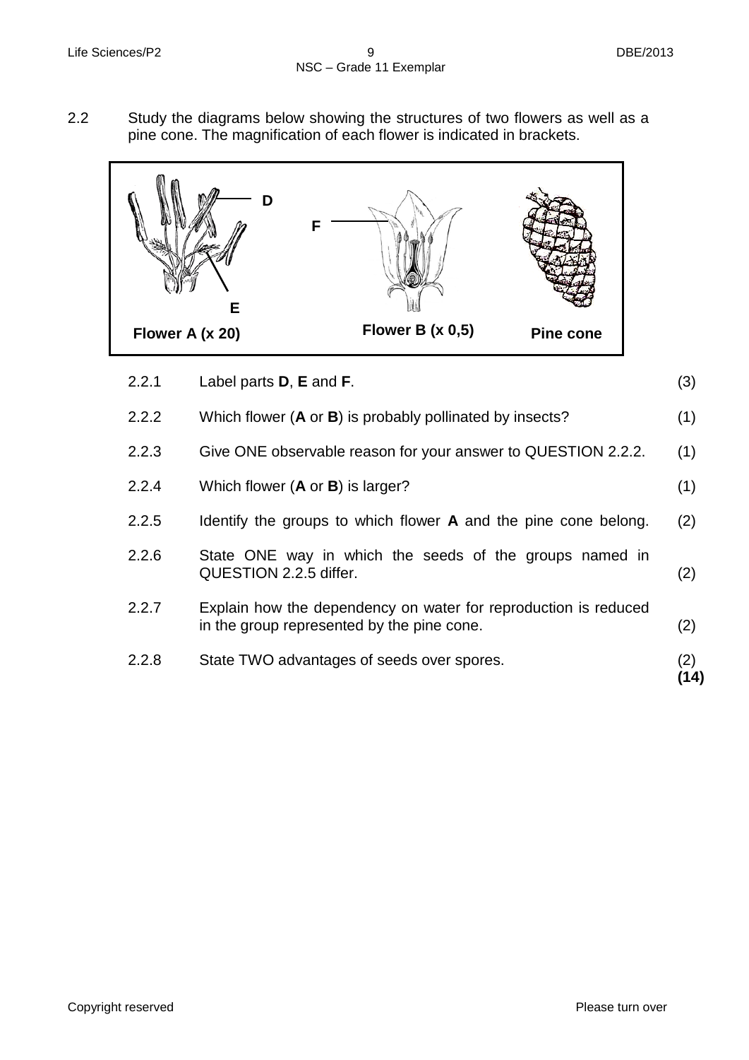2.2 Study the diagrams below showing the structures of two flowers as well as a pine cone. The magnification of each flower is indicated in brackets.

D

E

F

Flower A (x 20)

Flower B (x 0,5)

Pine cone

| | | |
|---|---|---|
| 2.2.1 | Label parts **D**, **E** and **F**. | (3) |
| 2.2.2 | Which flower (**A** or **B**) is probably pollinated by insects? | (1) |
| 2.2.3 | Give ONE observable reason for your answer to QUESTION 2.2.2. | (1) |
| 2.2.4 | Which flower (**A** or **B**) is larger? | (1) |
| 2.2.5 | Identify the groups to which flower **A** and the pine cone belong. | (2) |
| 2.2.6 | State ONE way in which the seeds of the groups named in QUESTION 2.2.5 differ. | (2) |
| 2.2.7 | Explain how the dependency on water for reproduction is reduced in the group represented by the pine cone. | (2) |
| 2.2.8 | State TWO advantages of seeds over spores. | (2) |
| | | **(14)** |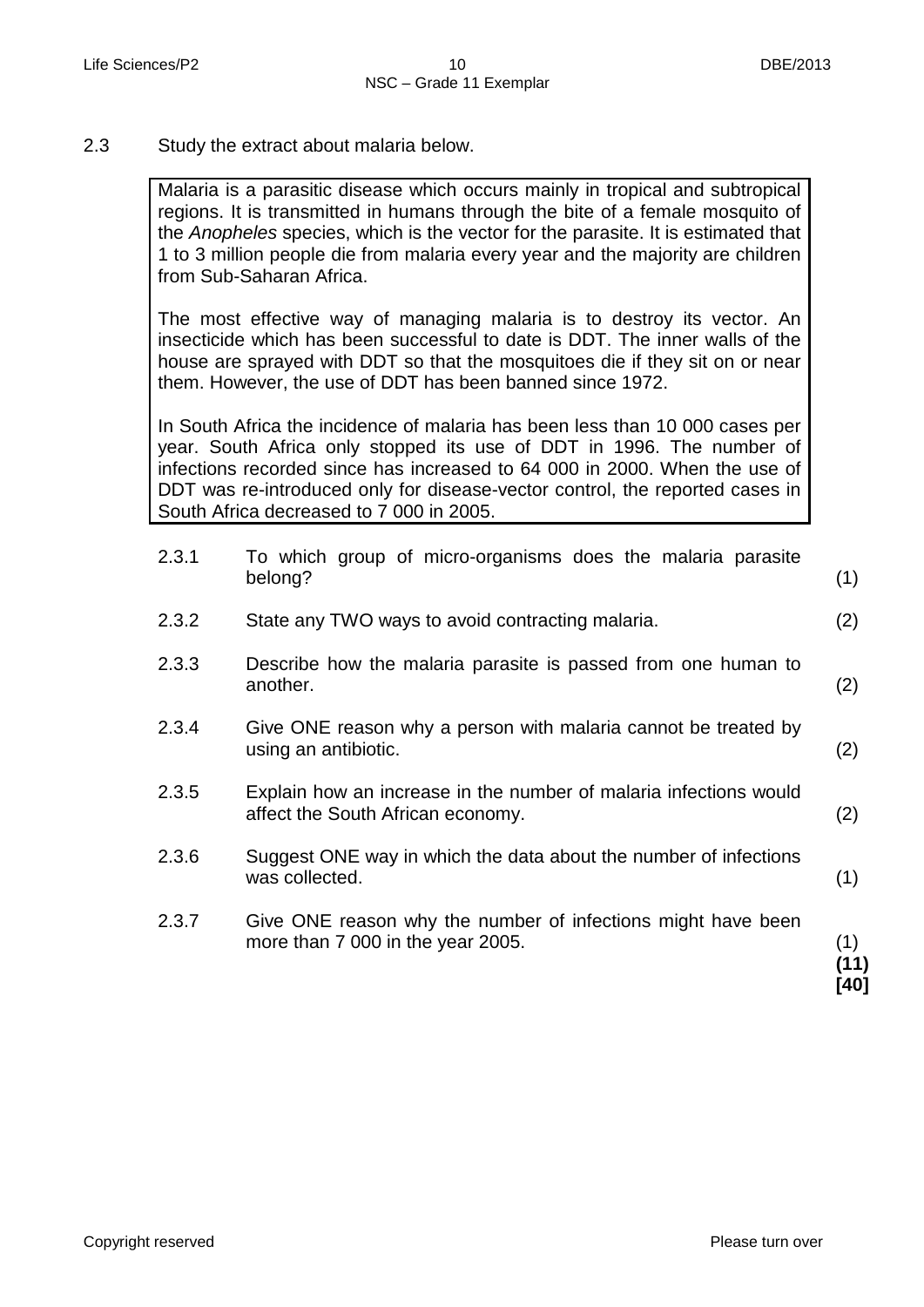2.3 Study the extract about malaria below.

> Malaria is a parasitic disease which occurs mainly in tropical and subtropical regions. It is transmitted in humans through the bite of a female mosquito of the *Anopheles* species, which is the vector for the parasite. It is estimated that 1 to 3 million people die from malaria every year and the majority are children from Sub-Saharan Africa.
>
> The most effective way of managing malaria is to destroy its vector. An insecticide which has been successful to date is DDT. The inner walls of the house are sprayed with DDT so that the mosquitoes die if they sit on or near them. However, the use of DDT has been banned since 1972.
>
> In South Africa the incidence of malaria has been less than 10 000 cases per year. South Africa only stopped its use of DDT in 1996. The number of infections recorded since has increased to 64 000 in 2000. When the use of DDT was re-introduced only for disease-vector control, the reported cases in South Africa decreased to 7 000 in 2005.

2.3.1 To which group of micro-organisms does the malaria parasite belong? (1)

2.3.2 State any TWO ways to avoid contracting malaria. (2)

2.3.3 Describe how the malaria parasite is passed from one human to another. (2)

2.3.4 Give ONE reason why a person with malaria cannot be treated by using an antibiotic. (2)

2.3.5 Explain how an increase in the number of malaria infections would affect the South African economy. (2)

2.3.6 Suggest ONE way in which the data about the number of infections was collected. (1)

2.3.7 Give ONE reason why the number of infections might have been more than 7 000 in the year 2005. (1)

**(11)**

**[40]**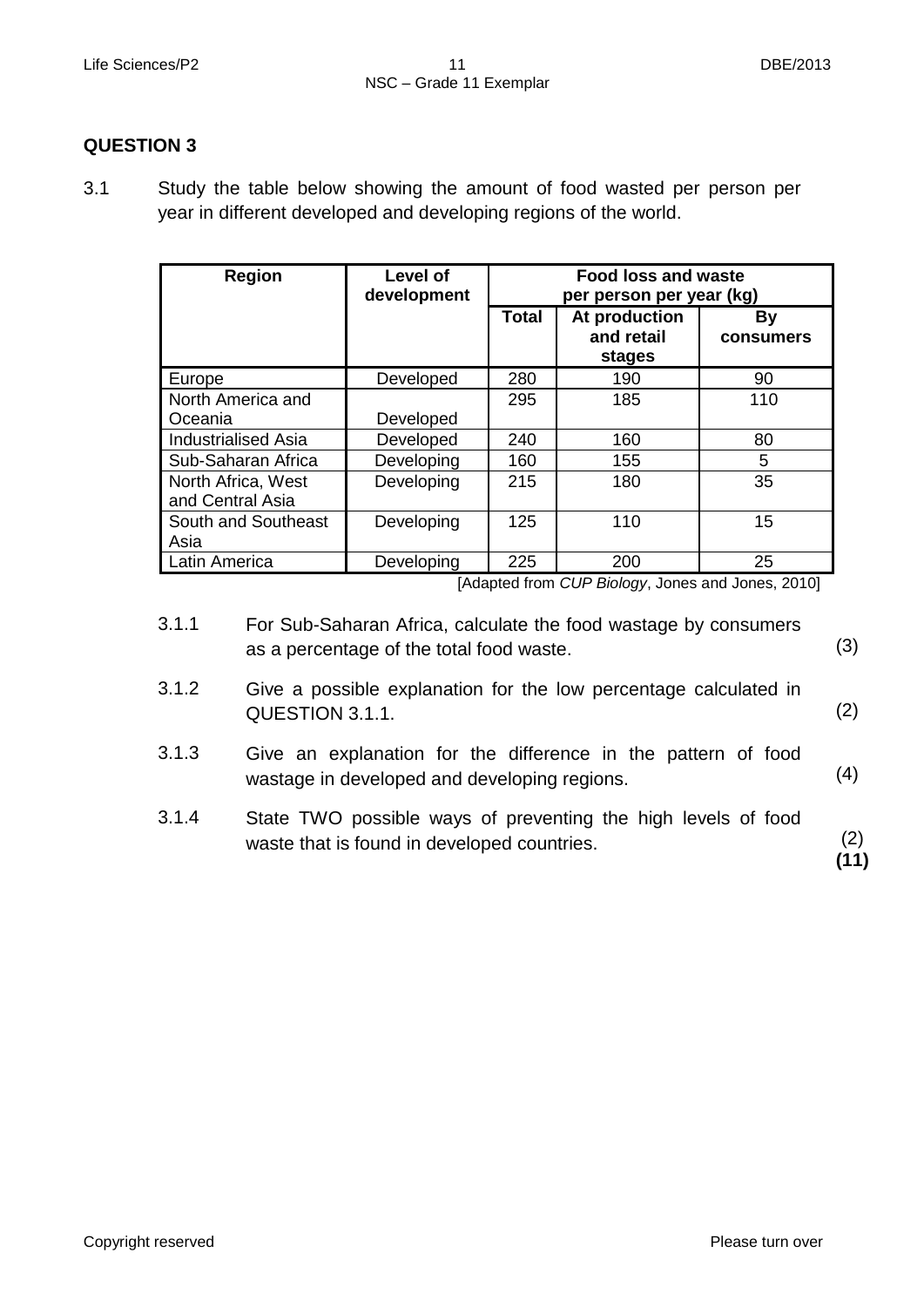## QUESTION 3

3.1 Study the table below showing the amount of food wasted per person per year in different developed and developing regions of the world.

| Region | Level of development | Food loss and waste per person per year (kg) | | |
|---|---|---|---|---|
| | | **Total** | **At production and retail stages** | **By consumers** |
| Europe | Developed | 280 | 190 | 90 |
| North America and Oceania | Developed | 295 | 185 | 110 |
| Industrialised Asia | Developed | 240 | 160 | 80 |
| Sub-Saharan Africa | Developing | 160 | 155 | 5 |
| North Africa, West and Central Asia | Developing | 215 | 180 | 35 |
| South and Southeast Asia | Developing | 125 | 110 | 15 |
| Latin America | Developing | 225 | 200 | 25 |

[Adapted from *CUP Biology*, Jones and Jones, 2010]

3.1.1 For Sub-Saharan Africa, calculate the food wastage by consumers as a percentage of the total food waste. (3)

3.1.2 Give a possible explanation for the low percentage calculated in QUESTION 3.1.1. (2)

3.1.3 Give an explanation for the difference in the pattern of food wastage in developed and developing regions. (4)

3.1.4 State TWO possible ways of preventing the high levels of food waste that is found in developed countries. (2)
**(11)**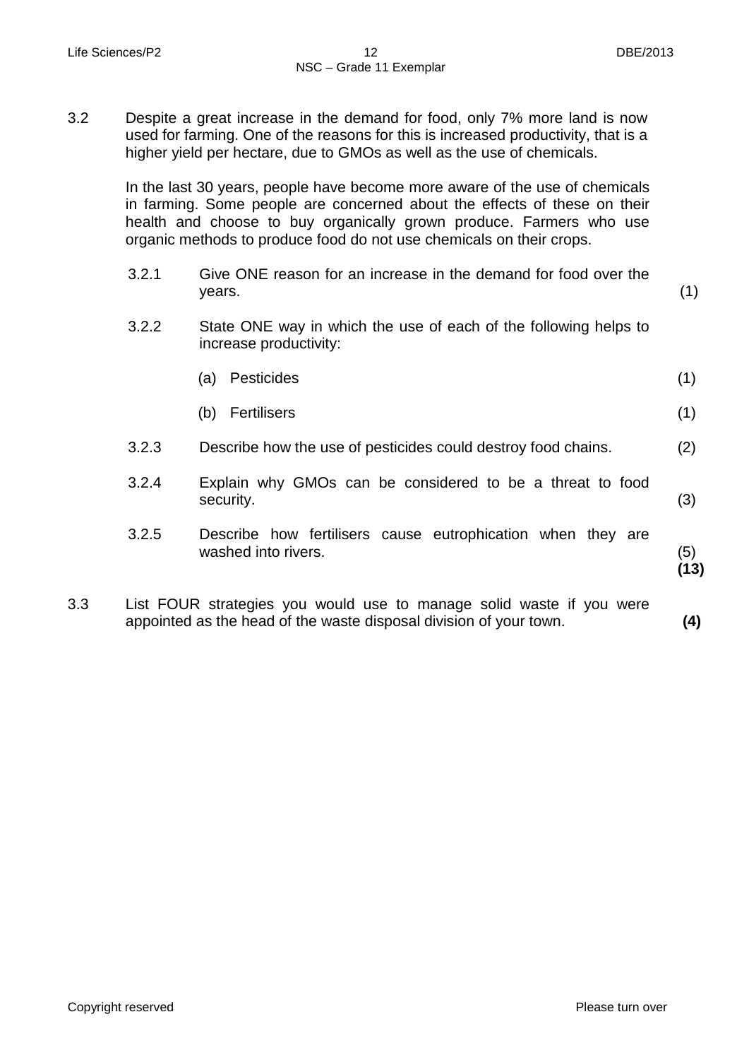3.2 Despite a great increase in the demand for food, only 7% more land is now used for farming. One of the reasons for this is increased productivity, that is a higher yield per hectare, due to GMOs as well as the use of chemicals.

In the last 30 years, people have become more aware of the use of chemicals in farming. Some people are concerned about the effects of these on their health and choose to buy organically grown produce. Farmers who use organic methods to produce food do not use chemicals on their crops.

3.2.1 Give ONE reason for an increase in the demand for food over the years. (1)

3.2.2 State ONE way in which the use of each of the following helps to increase productivity:

(a) Pesticides (1)

(b) Fertilisers (1)

3.2.3 Describe how the use of pesticides could destroy food chains. (2)

3.2.4 Explain why GMOs can be considered to be a threat to food security. (3)

3.2.5 Describe how fertilisers cause eutrophication when they are washed into rivers. (5)
**(13)**

3.3 List FOUR strategies you would use to manage solid waste if you were appointed as the head of the waste disposal division of your town. **(4)**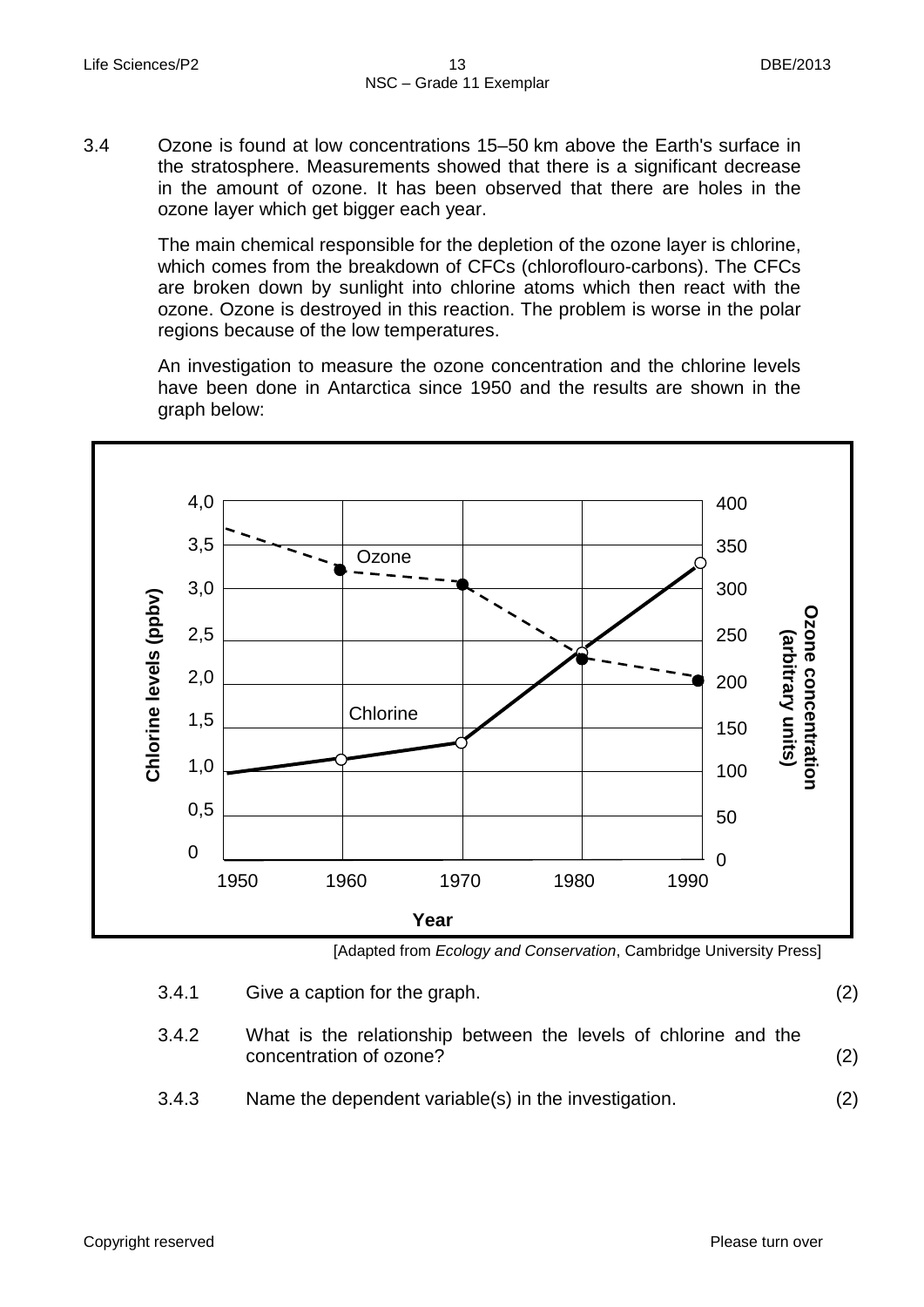3.4 Ozone is found at low concentrations 15–50 km above the Earth's surface in the stratosphere. Measurements showed that there is a significant decrease in the amount of ozone. It has been observed that there are holes in the ozone layer which get bigger each year.

The main chemical responsible for the depletion of the ozone layer is chlorine, which comes from the breakdown of CFCs (chloroflouro-carbons). The CFCs are broken down by sunlight into chlorine atoms which then react with the ozone. Ozone is destroyed in this reaction. The problem is worse in the polar regions because of the low temperatures.

An investigation to measure the ozone concentration and the chlorine levels have been done in Antarctica since 1950 and the results are shown in the graph below:

[Adapted from *Ecology and Conservation*, Cambridge University Press]

3.4.1 Give a caption for the graph. (2)

3.4.2 What is the relationship between the levels of chlorine and the concentration of ozone? (2)

3.4.3 Name the dependent variable(s) in the investigation. (2)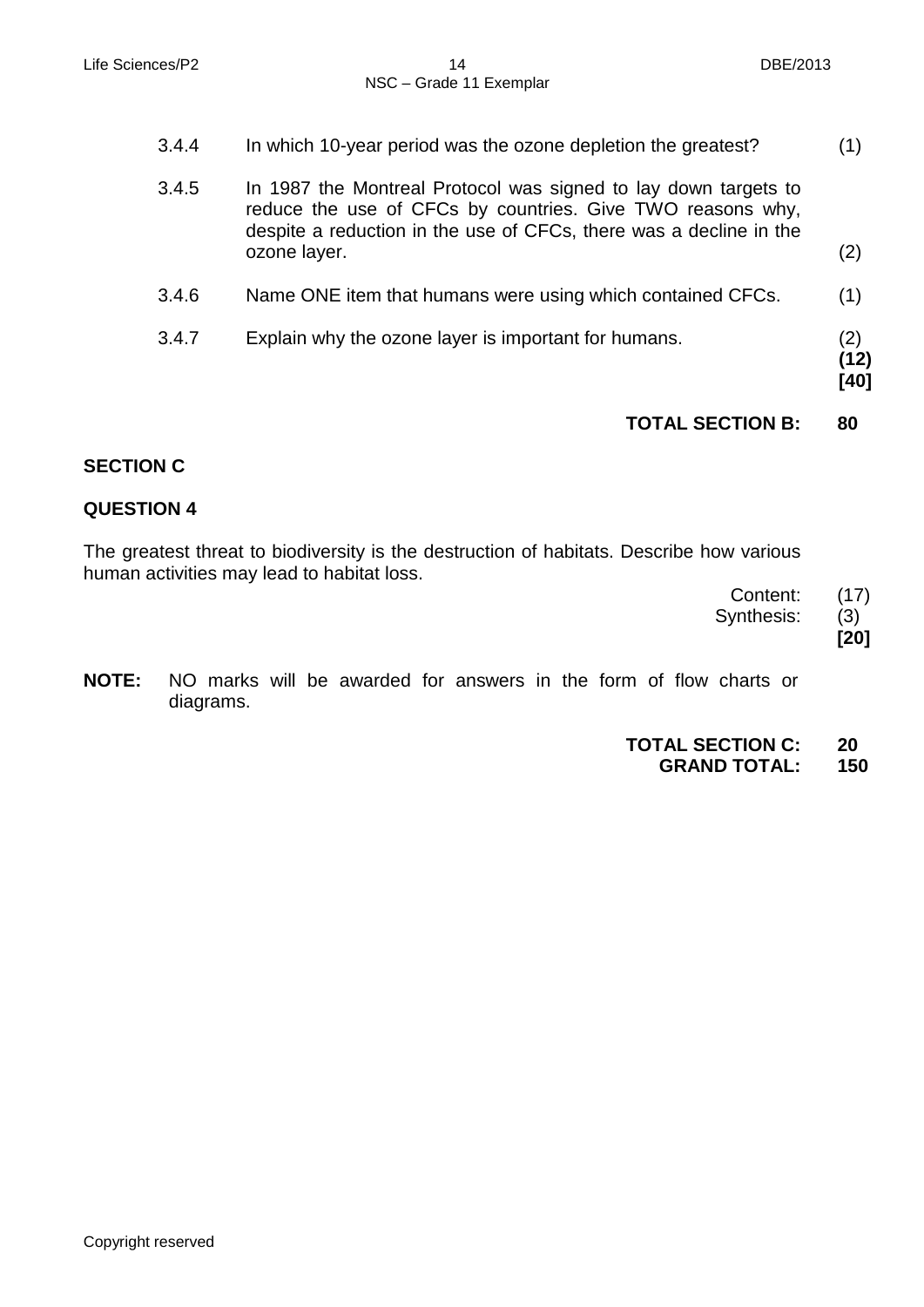3.4.4 In which 10-year period was the ozone depletion the greatest? (1)

3.4.5 In 1987 the Montreal Protocol was signed to lay down targets to reduce the use of CFCs by countries. Give TWO reasons why, despite a reduction in the use of CFCs, there was a decline in the ozone layer. (2)

3.4.6 Name ONE item that humans were using which contained CFCs. (1)

3.4.7 Explain why the ozone layer is important for humans. (2)
**(12)**
**[40]**

**TOTAL SECTION B: 80**

## SECTION C

### QUESTION 4

The greatest threat to biodiversity is the destruction of habitats. Describe how various human activities may lead to habitat loss.

Content: (17)
Synthesis: (3)
**[20]**

**NOTE:** NO marks will be awarded for answers in the form of flow charts or diagrams.

**TOTAL SECTION C: 20**
**GRAND TOTAL: 150**